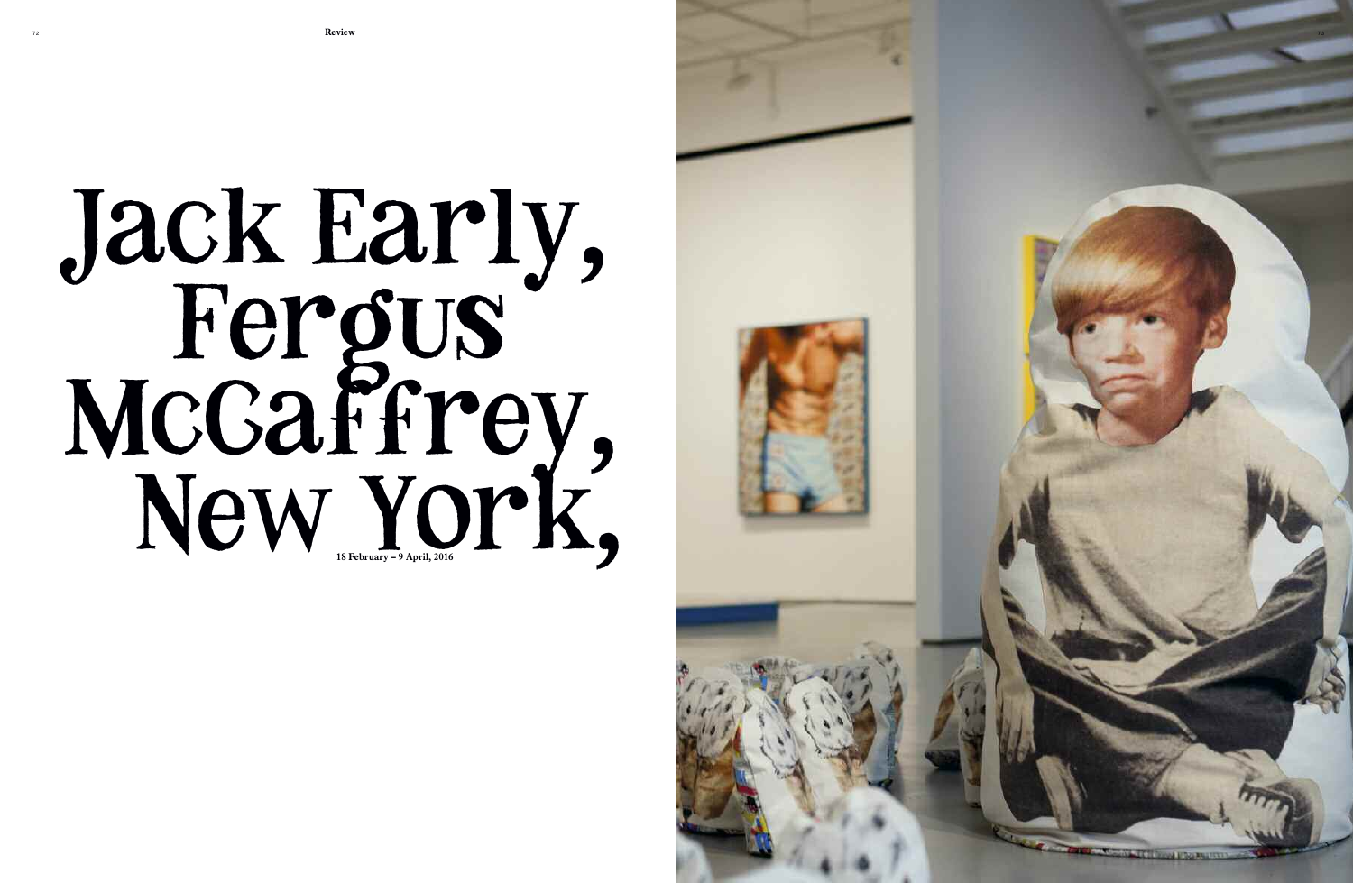# Jack Early, Fergus McCaffrey, New York,

18 February – 9 April, 2016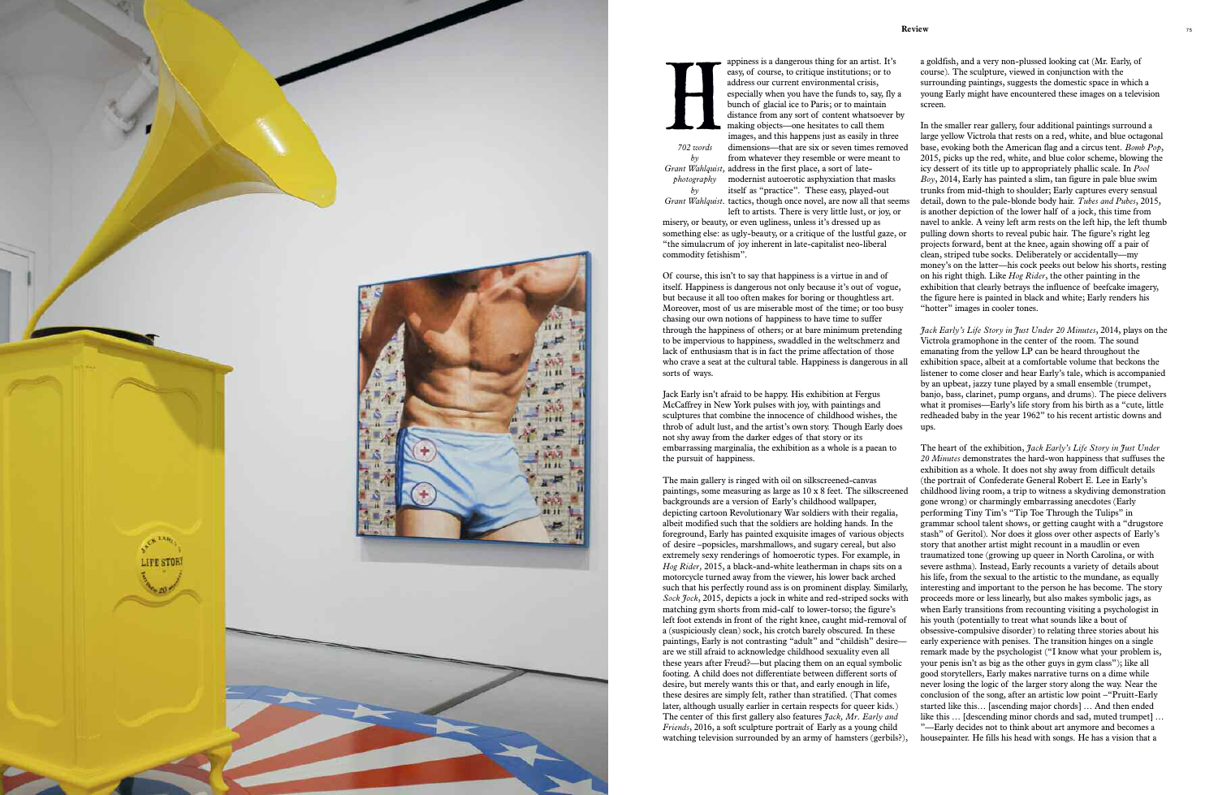Happiness is a dangerous thing for an artist. It's easy, of course, to critique institutions; or to address our current environmental crisis, especially when you have the funds to, say, fly a bunch of glacial ice to Paris; or to maintain distance from any sort of content whatsoever by making objects—one hesitates to call them images, and this happens just as easily in three dimensions—that are six or seven times removed from whatever they resemble or were meant to address in the first place, a sort of late-modernist autoerotic asphyxiation that masks itself as "practice". These easy, played-out tactics, though once novel, are now all that seems left to artists. There is very little lust, or joy, or misery, or beauty, or even ugliness, unless it's dressed up as something else: as ugly-beauty, or a critique of the lustful gaze, or "the simulacrum of joy inherent in late-capitalist neo-liberal commodity fetishism".

*702 words by Grant Wahlquist, photography by Grant Wahlquist.*

Of course, this isn't to say that happiness is a virtue in and of itself. Happiness is dangerous not only because it's out of vogue, but because it all too often makes for boring or thoughtless art. Moreover, most of us are miserable most of the time; or too busy chasing our own notions of happiness to have time to suffer through the happiness of others; or at bare minimum pretending to be impervious to happiness, swaddled in the weltschmerz and lack of enthusiasm that is in fact the prime affectation of those who crave a seat at the cultural table. Happiness is dangerous in all sorts of ways.

Jack Early isn't afraid to be happy. His exhibition at Fergus McCaffrey in New York pulses with joy, with paintings and sculptures that combine the innocence of childhood wishes, the throb of adult lust, and the artist's own story. Though Early does not shy away from the darker edges of that story or its embarrassing marginalia, the exhibition as a whole is a paean to the pursuit of happiness.

The main gallery is ringed with oil on silkscreened-canvas paintings, some measuring as large as 10 x 8 feet. The silkscreened backgrounds are a version of Early's childhood wallpaper, depicting cartoon Revolutionary War soldiers with their regalia, albeit modified such that the soldiers are holding hands. In the foreground, Early has painted exquisite images of various objects of desire –popsicles, marshmallows, and sugary cereal, but also extremely sexy renderings of homoerotic types. For example, in *Hog Rider*, 2015, a black-and-white leatherman in chaps sits on a motorcycle turned away from the viewer, his lower back arched such that his perfectly round ass is on prominent display. Similarly, *Sock Jock*, 2015, depicts a jock in white and red-striped socks with matching gym shorts from mid-calf to lower-torso; the figure's left foot extends in front of the right knee, caught mid-removal of a (suspiciously clean) sock, his crotch barely obscured. In these paintings, Early is not contrasting "adult" and "childish" desire—are we still afraid to acknowledge childhood sexuality even all these years after Freud?—but placing them on an equal symbolic footing. A child does not differentiate between different sorts of desire, but merely wants this or that, and early enough in life, these desires are simply felt, rather than stratified. (That comes later, although usually earlier in certain respects for queer kids.) The center of this first gallery also features *Jack, Mr. Early and Friends*, 2016, a soft sculpture portrait of Early as a young child watching television surrounded by an army of hamsters (gerbils?), a goldfish, and a very non-plussed looking cat (Mr. Early, of course). The sculpture, viewed in conjunction with the surrounding paintings, suggests the domestic space in which a young Early might have encountered these images on a television screen.

In the smaller rear gallery, four additional paintings surround a large yellow Victrola that rests on a red, white, and blue octagonal base, evoking both the American flag and a circus tent. *Bomb Pop*, 2015, picks up the red, white, and blue color scheme, blowing the icy dessert of its title up to appropriately phallic scale. In *Pool Boy*, 2014, Early has painted a slim, tan figure in pale blue swim trunks from mid-thigh to shoulder; Early captures every sensual detail, down to the pale-blonde body hair. *Tubes and Pubes*, 2015, is another depiction of the lower half of a jock, this time from navel to ankle. A veiny left arm rests on the left hip, the left thumb pulling down shorts to reveal pubic hair. The figure's right leg projects forward, bent at the knee, again showing off a pair of clean, striped tube socks. Deliberately or accidentally—my money's on the latter—his cock peeks out below his shorts, resting on his right thigh. Like *Hog Rider*, the other painting in the exhibition that clearly betrays the influence of beefcake imagery, the figure here is painted in black and white; Early renders his "hotter" images in cooler tones.

*Jack Early's Life Story in Just Under 20 Minutes*, 2014, plays on the Victrola gramophone in the center of the room. The sound emanating from the yellow LP can be heard throughout the exhibition space, albeit at a comfortable volume that beckons the listener to come closer and hear Early's tale, which is accompanied by an upbeat, jazzy tune played by a small ensemble (trumpet, banjo, bass, clarinet, pump organs, and drums). The piece delivers what it promises—Early's life story from his birth as a "cute, little redheaded baby in the year 1962" to his recent artistic downs and ups.

The heart of the exhibition, *Jack Early's Life Story in Just Under 20 Minutes* demonstrates the hard-won happiness that suffuses the exhibition as a whole. It does not shy away from difficult details (the portrait of Confederate General Robert E. Lee in Early's childhood living room, a trip to witness a skydiving demonstration gone wrong) or charmingly embarrassing anecdotes (Early performing Tiny Tim's "Tip Toe Through the Tulips" in grammar school talent shows, or getting caught with a "drugstore stash" of Geritol). Nor does it gloss over other aspects of Early's story that another artist might recount in a maudlin or even traumatized tone (growing up queer in North Carolina, or with severe asthma). Instead, Early recounts a variety of details about his life, from the sexual to the artistic to the mundane, as equally interesting and important to the person he has become. The story proceeds more or less linearly, but also makes symbolic jags, as when Early transitions from recounting visiting a psychologist in his youth (potentially to treat what sounds like a bout of obsessive-compulsive disorder) to relating three stories about his early experience with penises. The transition hinges on a single remark made by the psychologist ("I know what your problem is, your penis isn't as big as the other guys in gym class"); like all good storytellers, Early makes narrative turns on a dime while never losing the logic of the larger story along the way. Near the conclusion of the song, after an artistic low point –"Pruitt-Early started like this… [ascending major chords] … And then ended like this … [descending minor chords and sad, muted trumpet] … "—Early decides not to think about art anymore and becomes a housepainter. He fills his head with songs. He has a vision that a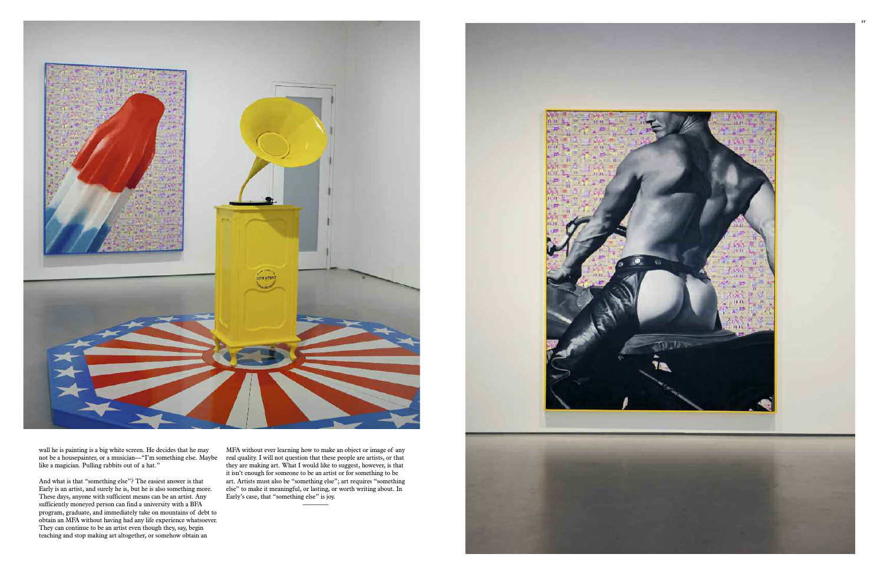wall he is painting is a big white screen. He decides that he may not be a housepainter, or a musician—"I'm something else. Maybe like a magician. Pulling rabbits out of a hat."

And what is that "something else"? The easiest answer is that Early is an artist, and surely he is, but he is also something more. These days, anyone with sufficient means can be an artist. Any sufficiently moneyed person can find a university with a BFA program, graduate, and immediately take on mountains of debt to obtain an MFA without having had any life experience whatsoever. They can continue to be an artist even though they, say, begin teaching and stop making art altogether, or somehow obtain an MFA without ever learning how to make an object or image of any real quality. I will not question that these people are artists, or that they are making art. What I would like to suggest, however, is that it isn't enough for someone to be an artist or for something to be art. Artists must also be "something else"; art requires "something else" to make it meaningful, or lasting, or worth writing about. In Early's case, that "something else" is joy.